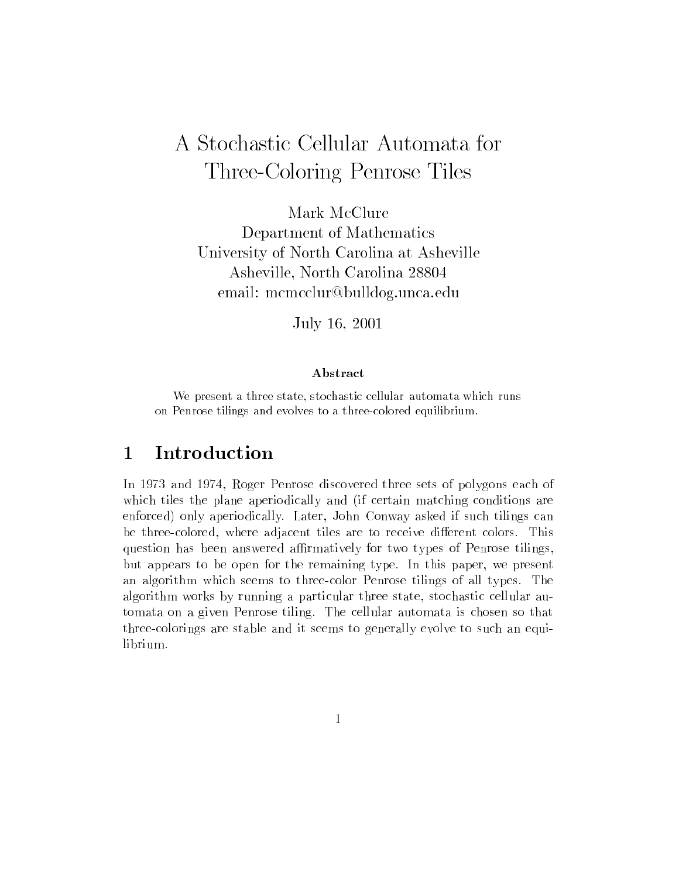# A Stochastic Cellular Automata for Three-Coloring Penrose Tiles

Mark McClure
Department of Mathematics
University of North Carolina at Asheville
Asheville, North Carolina 28804
email: mcmcclur@bulldog.unca.edu

July 16, 2001

### Abstract

We present a three state, stochastic cellular automata which runs on Penrose tilings and evolves to a three-colored equilibrium.

## 1 Introduction

In 1973 and 1974, Roger Penrose discovered three sets of polygons each of which tiles the plane aperiodically and (if certain matching conditions are enforced) only aperiodically. Later, John Conway asked if such tilings can be three-colored, where adjacent tiles are to receive different colors. This question has been answered affirmatively for two types of Penrose tilings, but appears to be open for the remaining type. In this paper, we present an algorithm which seems to three-color Penrose tilings of all types. The algorithm works by running a particular three state, stochastic cellular automata on a given Penrose tiling. The cellular automata is chosen so that three-colorings are stable and it seems to generally evolve to such an equilibrium.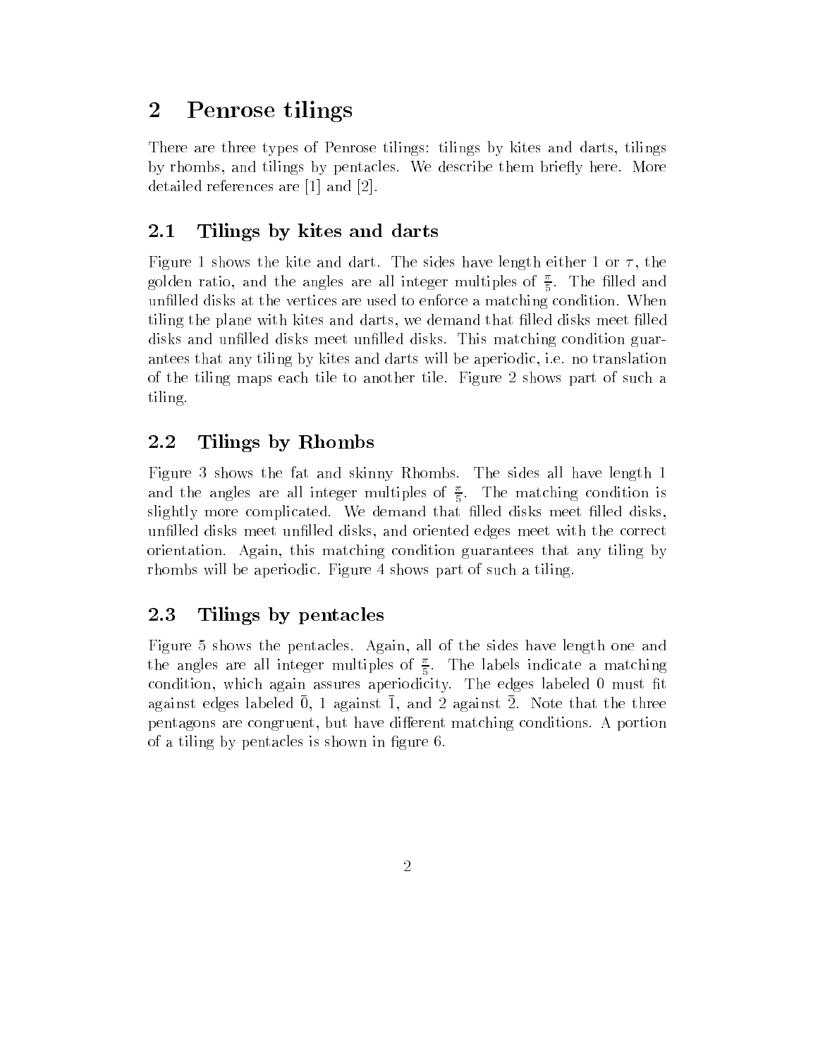## 2 Penrose tilings

There are three types of Penrose tilings: tilings by kites and darts, tilings by rhombs, and tilings by pentacles. We describe them briefly here. More detailed references are [1] and [2].

### 2.1 Tilings by kites and darts

Figure 1 shows the kite and dart. The sides have length either 1 or $\tau$, the golden ratio, and the angles are all integer multiples of $\frac{\pi}{5}$. The filled and unfilled disks at the vertices are used to enforce a matching condition. When tiling the plane with kites and darts, we demand that filled disks meet filled disks and unfilled disks meet unfilled disks. This matching condition guarantees that any tiling by kites and darts will be aperiodic, i.e. no translation of the tiling maps each tile to another tile. Figure 2 shows part of such a tiling.

### 2.2 Tilings by Rhombs

Figure 3 shows the fat and skinny Rhombs. The sides all have length 1 and the angles are all integer multiples of $\frac{\pi}{5}$. The matching condition is slightly more complicated. We demand that filled disks meet filled disks, unfilled disks meet unfilled disks, and oriented edges meet with the correct orientation. Again, this matching condition guarantees that any tiling by rhombs will be aperiodic. Figure 4 shows part of such a tiling.

### 2.3 Tilings by pentacles

Figure 5 shows the pentacles. Again, all of the sides have length one and the angles are all integer multiples of $\frac{\pi}{5}$. The labels indicate a matching condition, which again assures aperiodicity. The edges labeled 0 must fit against edges labeled $\bar{0}$, 1 against $\bar{1}$, and 2 against $\bar{2}$. Note that the three pentagons are congruent, but have different matching conditions. A portion of a tiling by pentacles is shown in figure 6.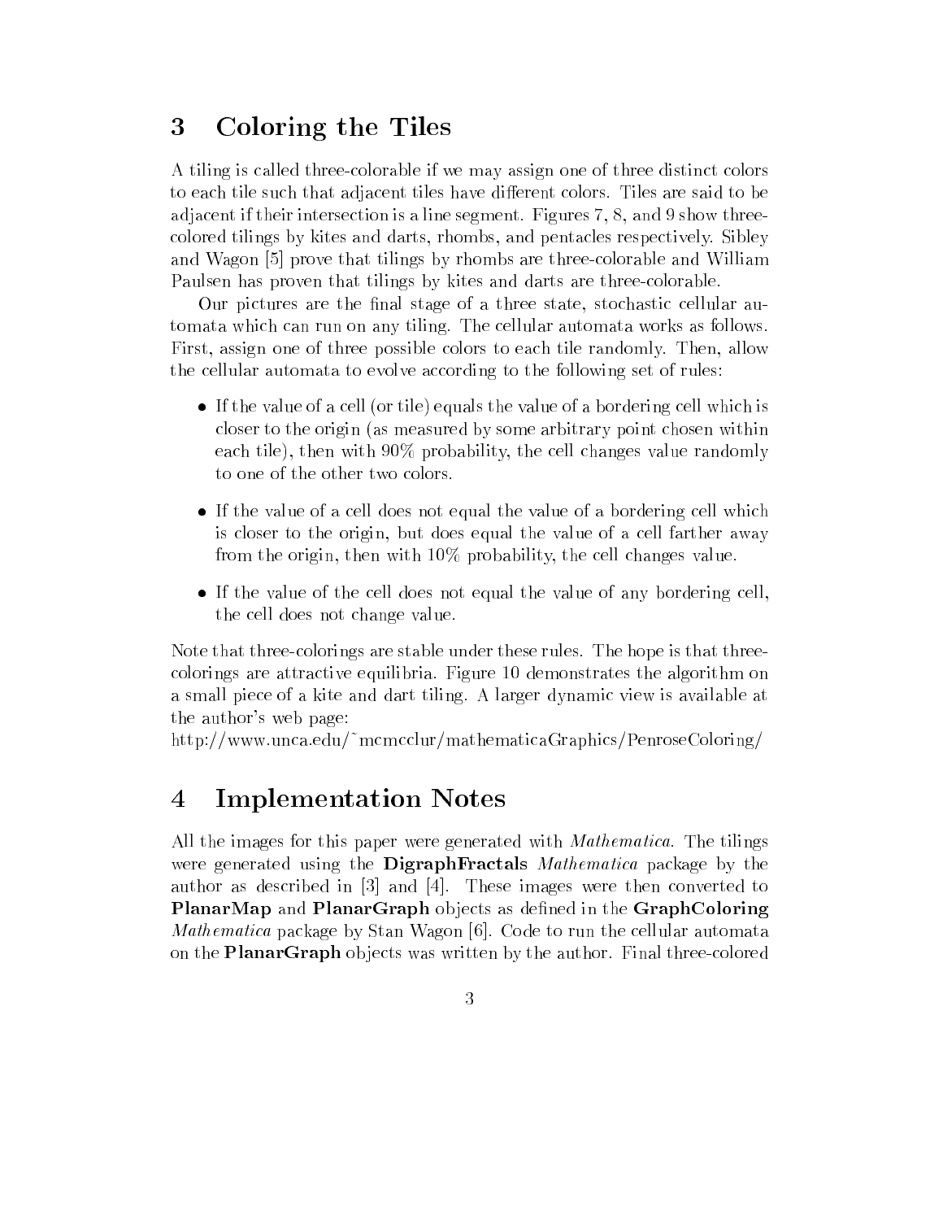## 3 Coloring the Tiles

A tiling is called three-colorable if we may assign one of three distinct colors to each tile such that adjacent tiles have different colors. Tiles are said to be adjacent if their intersection is a line segment. Figures 7, 8, and 9 show three-colored tilings by kites and darts, rhombs, and pentacles respectively. Sibley and Wagon [5] prove that tilings by rhombs are three-colorable and William Paulsen has proven that tilings by kites and darts are three-colorable.

Our pictures are the final stage of a three state, stochastic cellular automata which can run on any tiling. The cellular automata works as follows. First, assign one of three possible colors to each tile randomly. Then, allow the cellular automata to evolve according to the following set of rules:

- If the value of a cell (or tile) equals the value of a bordering cell which is closer to the origin (as measured by some arbitrary point chosen within each tile), then with 90% probability, the cell changes value randomly to one of the other two colors.
- If the value of a cell does not equal the value of a bordering cell which is closer to the origin, but does equal the value of a cell farther away from the origin, then with 10% probability, the cell changes value.
- If the value of the cell does not equal the value of any bordering cell, the cell does not change value.

Note that three-colorings are stable under these rules. The hope is that three-colorings are attractive equilibria. Figure 10 demonstrates the algorithm on a small piece of a kite and dart tiling. A larger dynamic view is available at the author's web page:
http://www.unca.edu/~mcmcclur/mathematicaGraphics/PenroseColoring/

## 4 Implementation Notes

All the images for this paper were generated with *Mathematica*. The tilings were generated using the **DigraphFractals** *Mathematica* package by the author as described in [3] and [4]. These images were then converted to **PlanarMap** and **PlanarGraph** objects as defined in the **GraphColoring** *Mathematica* package by Stan Wagon [6]. Code to run the cellular automata on the **PlanarGraph** objects was written by the author. Final three-colored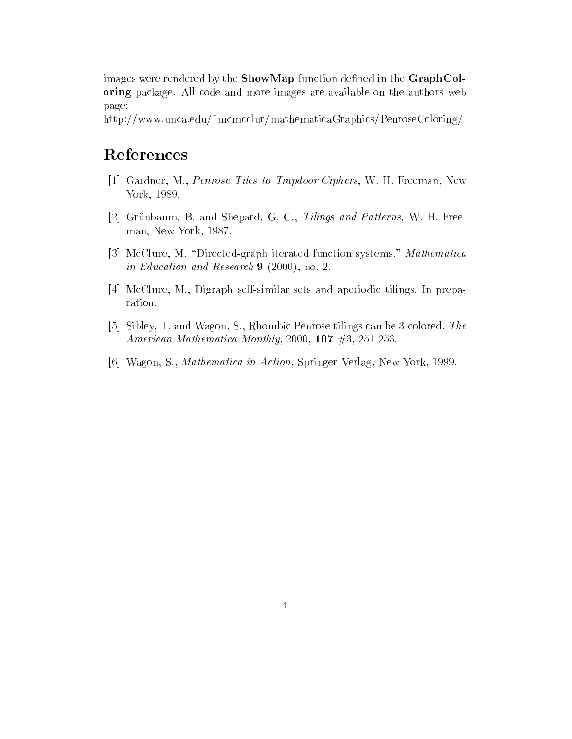images were rendered by the **ShowMap** function defined in the **GraphColoring** package. All code and more images are available on the authors web page:
http://www.unca.edu/~mcmcclur/mathematicaGraphics/PenroseColoring/

# References

[1] Gardner, M., *Penrose Tiles to Trapdoor Ciphers*, W. H. Freeman, New York, 1989.

[2] Grünbaum, B. and Shepard, G. C., *Tilings and Patterns*, W. H. Freeman, New York, 1987.

[3] McClure, M. "Directed-graph iterated function systems." *Mathematica in Education and Research* **9** (2000), no. 2.

[4] McClure, M., Digraph self-similar sets and aperiodic tilings. In preparation.

[5] Sibley, T. and Wagon, S., Rhombic Penrose tilings can be 3-colored. *The American Mathematica Monthly*, 2000, **107** #3, 251-253.

[6] Wagon, S., *Mathematica in Action*, Springer-Verlag, New York, 1999.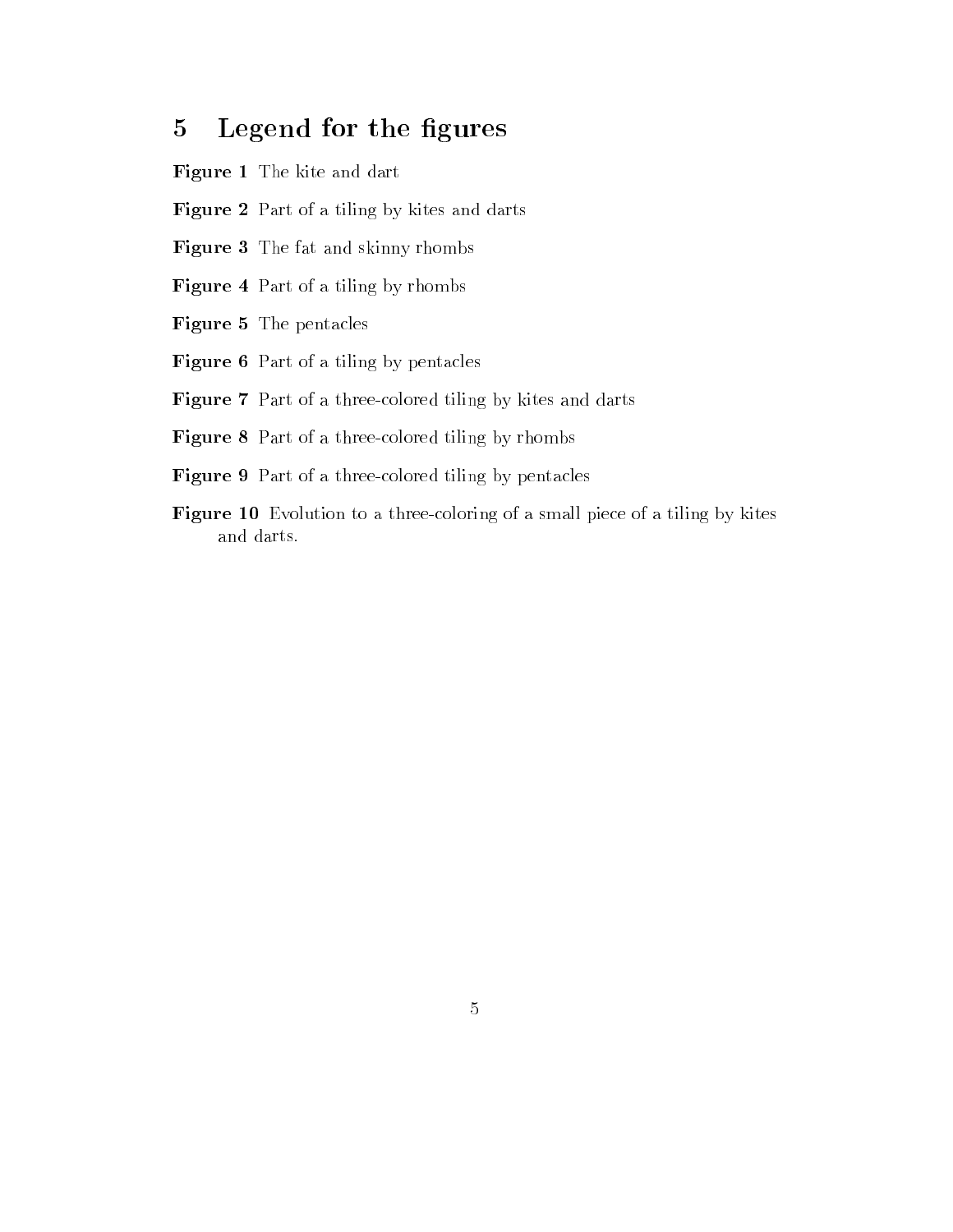## 5 Legend for the figures

**Figure 1** The kite and dart

**Figure 2** Part of a tiling by kites and darts

**Figure 3** The fat and skinny rhombs

**Figure 4** Part of a tiling by rhombs

**Figure 5** The pentacles

**Figure 6** Part of a tiling by pentacles

**Figure 7** Part of a three-colored tiling by kites and darts

**Figure 8** Part of a three-colored tiling by rhombs

**Figure 9** Part of a three-colored tiling by pentacles

**Figure 10** Evolution to a three-coloring of a small piece of a tiling by kites and darts.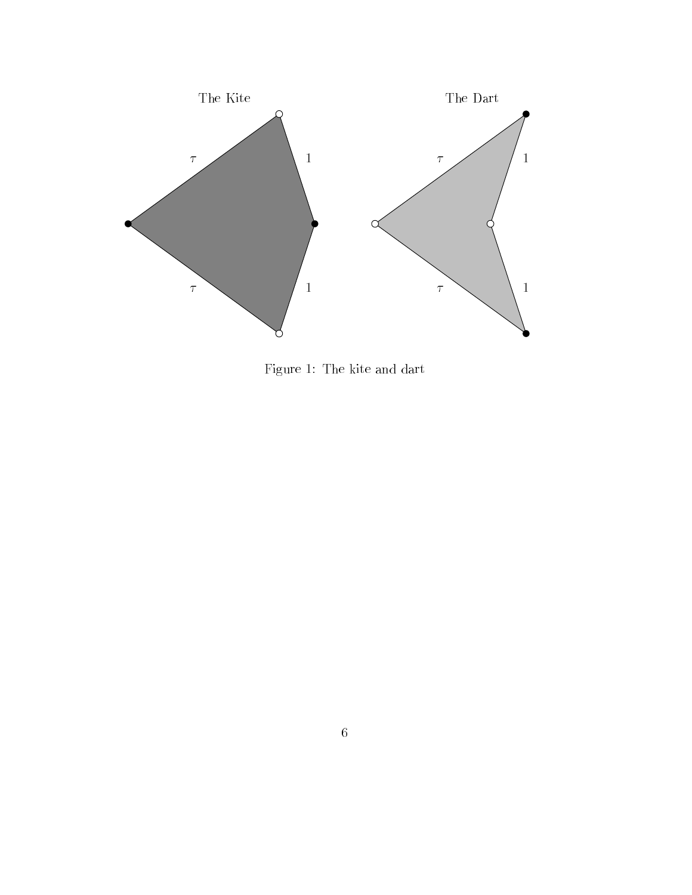The Kite

The Dart

$\tau$ $1$ $\tau$ $1$

$\tau$ $1$ $\tau$ $1$

Figure 1: The kite and dart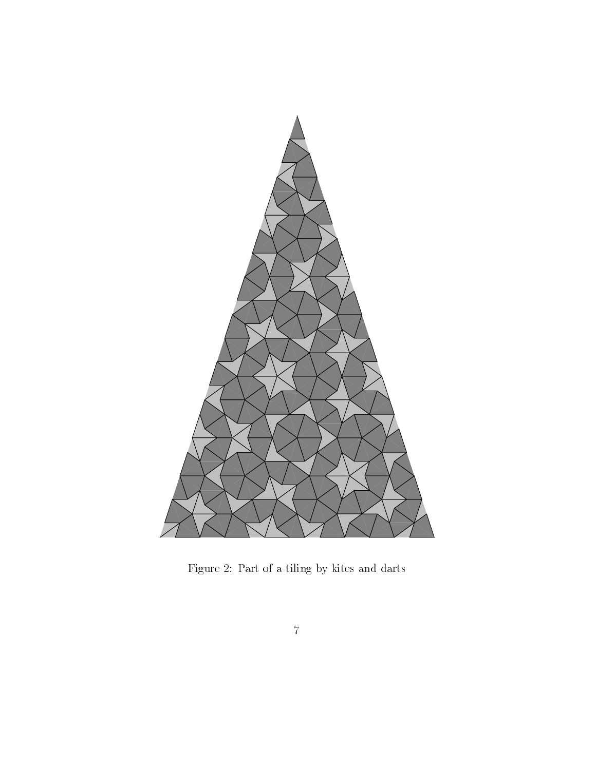Figure 2: Part of a tiling by kites and darts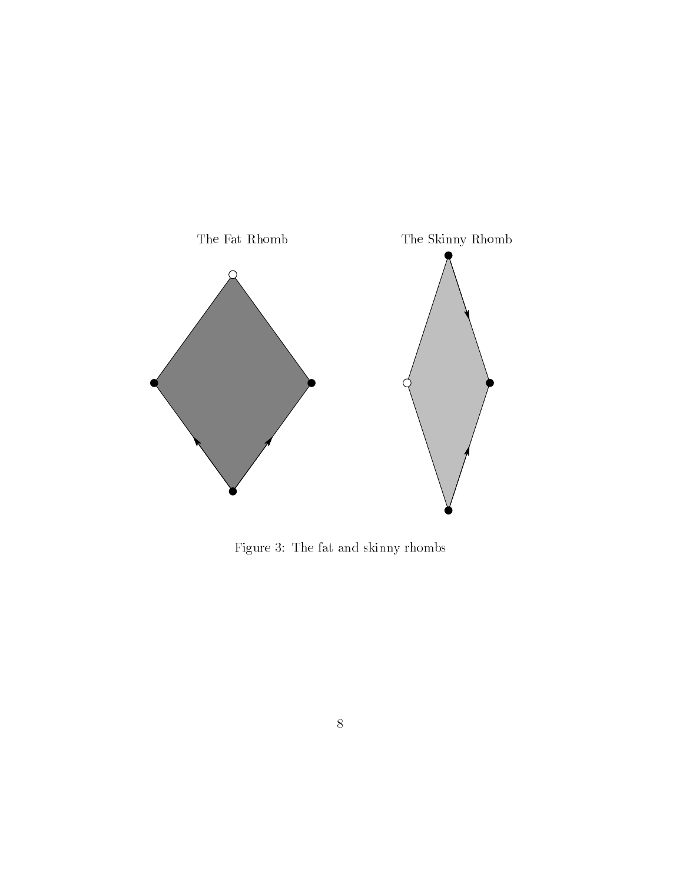The Fat Rhomb

The Skinny Rhomb

Figure 3: The fat and skinny rhombs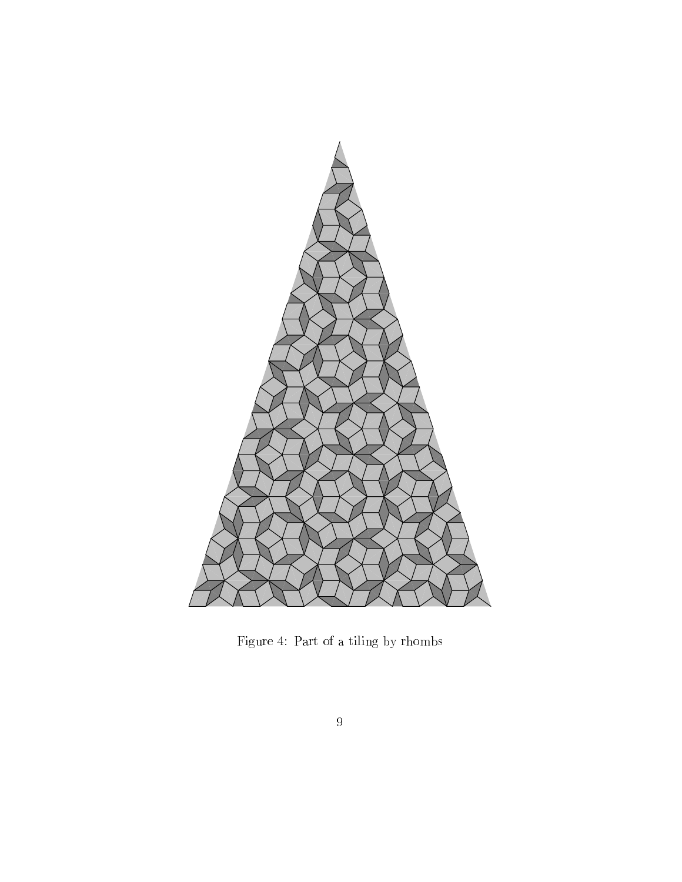Figure 4: Part of a tiling by rhombs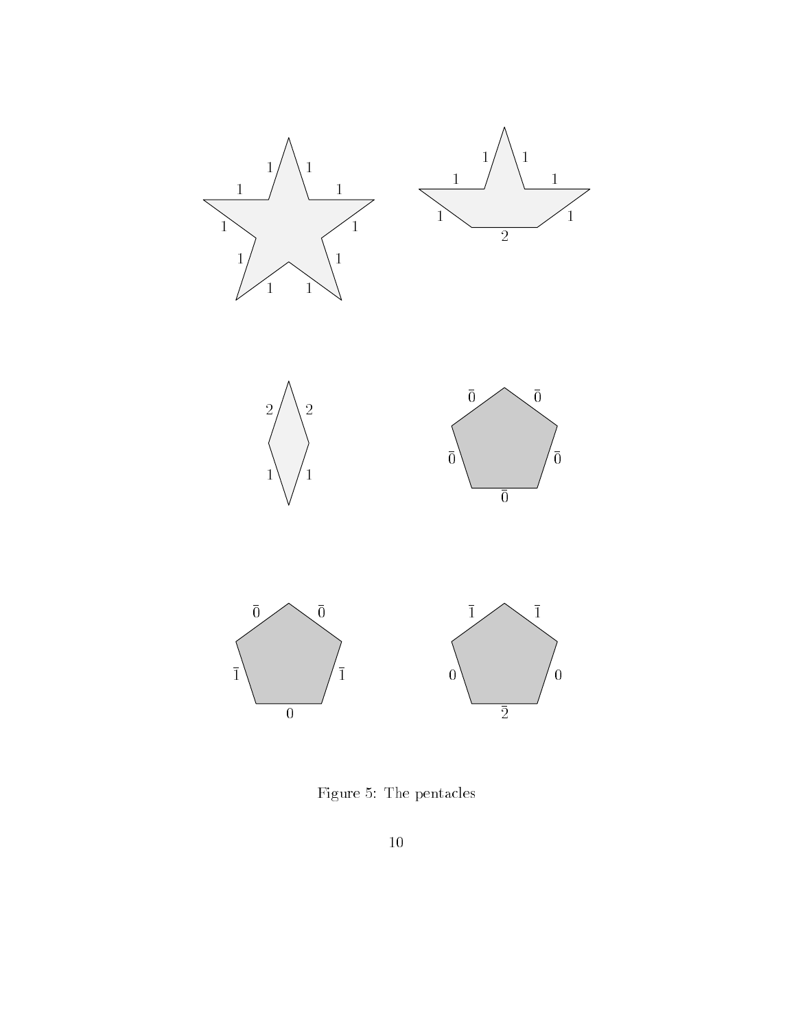Figure 5: The pentacles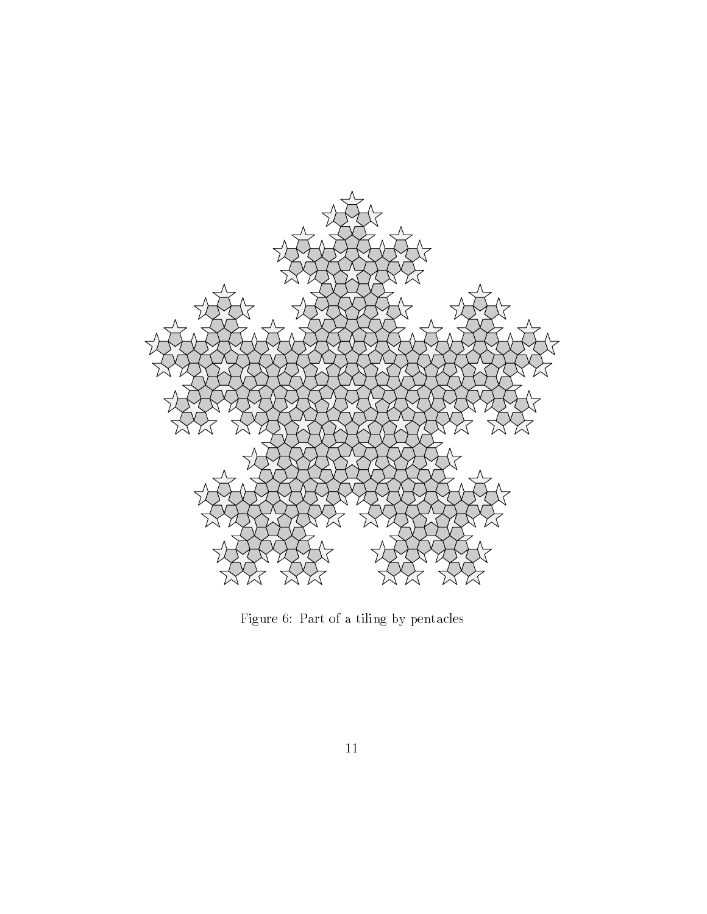Figure 6: Part of a tiling by pentacles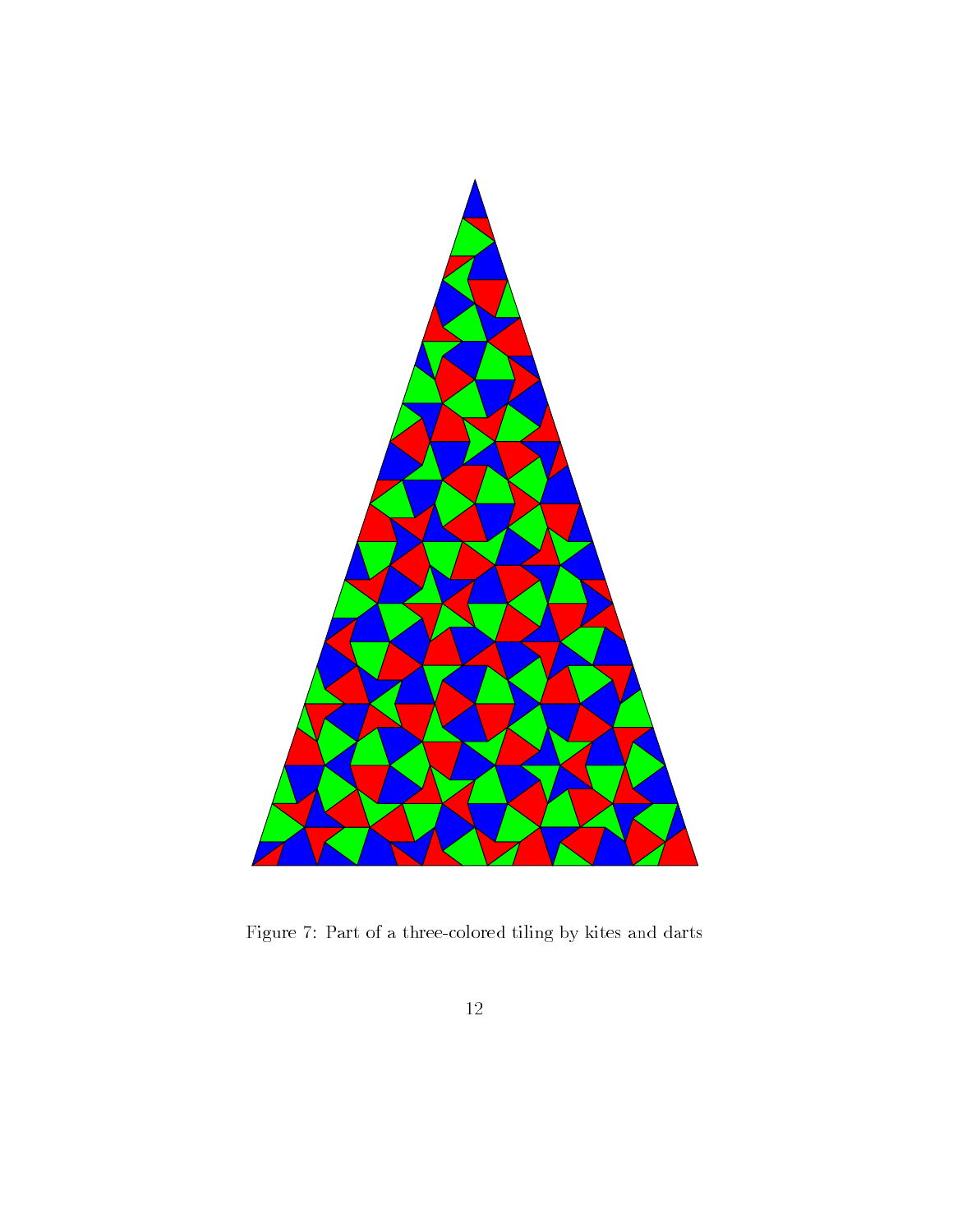Figure 7: Part of a three-colored tiling by kites and darts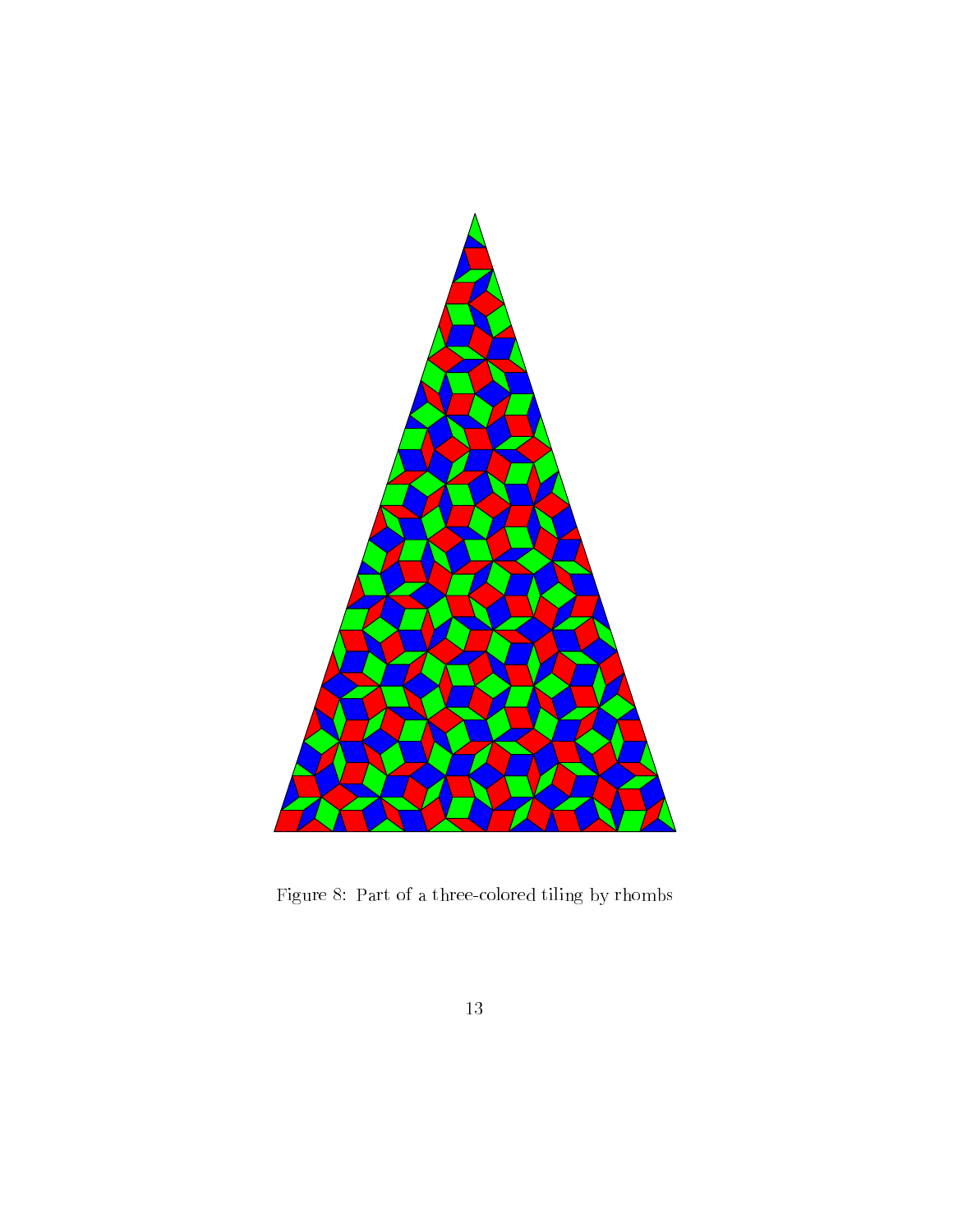Figure 8: Part of a three-colored tiling by rhombs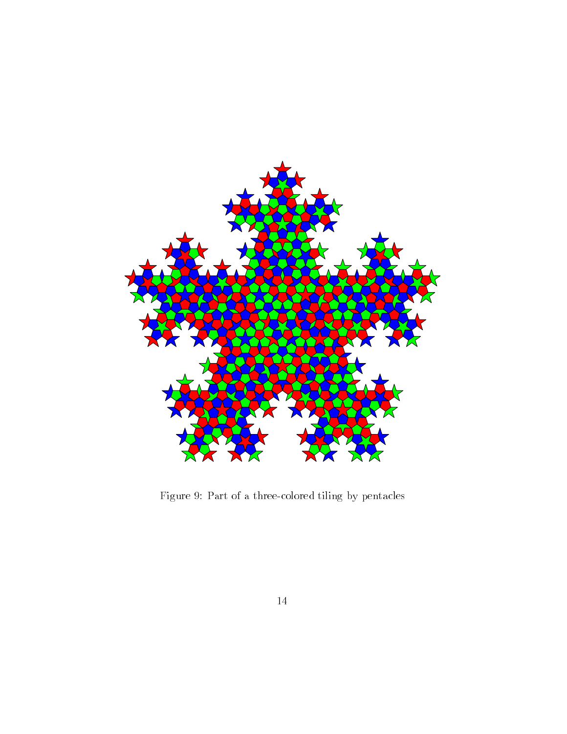Figure 9: Part of a three-colored tiling by pentacles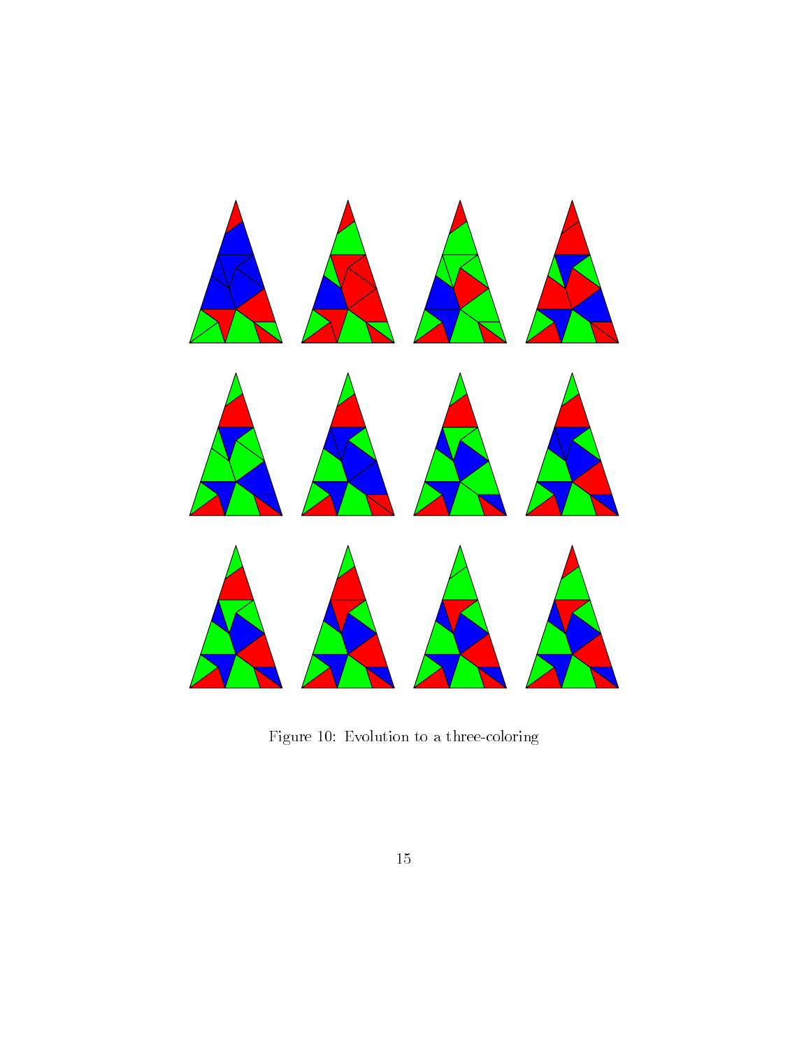Figure 10: Evolution to a three-coloring